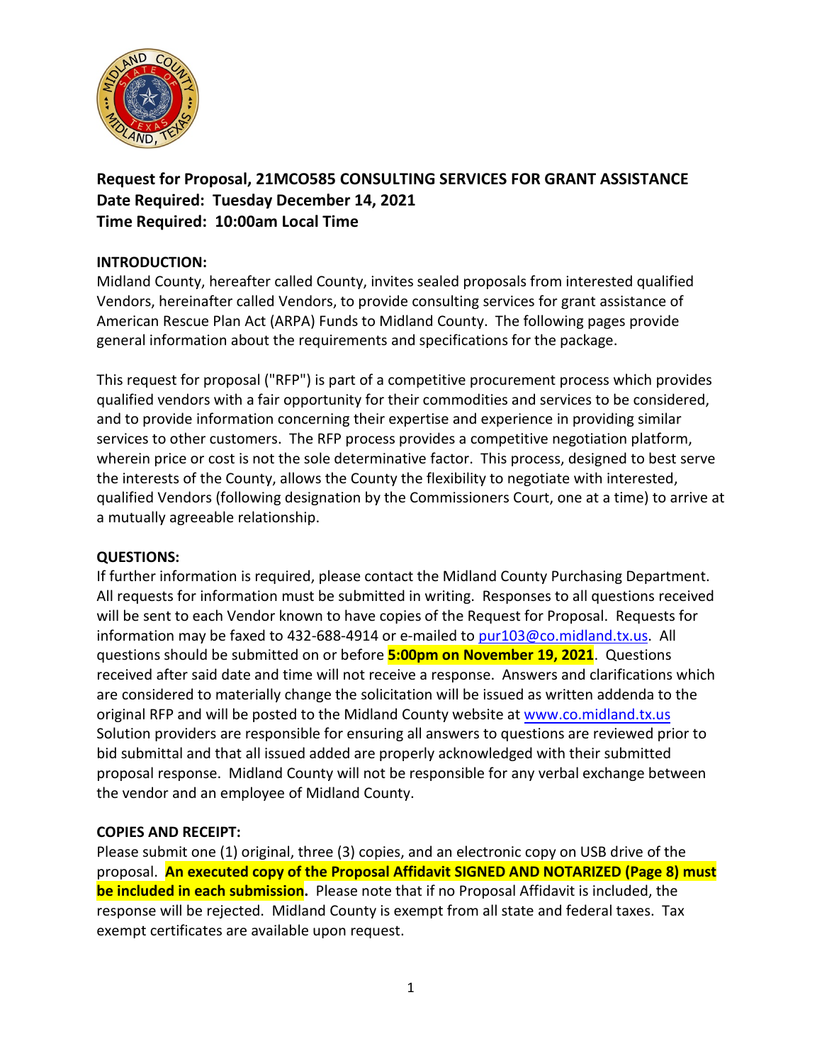**Request for Proposal, 21MCO585 CONSULTING SERVICES FOR GRANT ASSISTANCE**
**Date Required: Tuesday December 14, 2021**
**Time Required: 10:00am Local Time**

**INTRODUCTION:**

Midland County, hereafter called County, invites sealed proposals from interested qualified Vendors, hereinafter called Vendors, to provide consulting services for grant assistance of American Rescue Plan Act (ARPA) Funds to Midland County. The following pages provide general information about the requirements and specifications for the package.

This request for proposal ("RFP") is part of a competitive procurement process which provides qualified vendors with a fair opportunity for their commodities and services to be considered, and to provide information concerning their expertise and experience in providing similar services to other customers. The RFP process provides a competitive negotiation platform, wherein price or cost is not the sole determinative factor. This process, designed to best serve the interests of the County, allows the County the flexibility to negotiate with interested, qualified Vendors (following designation by the Commissioners Court, one at a time) to arrive at a mutually agreeable relationship.

**QUESTIONS:**

If further information is required, please contact the Midland County Purchasing Department. All requests for information must be submitted in writing. Responses to all questions received will be sent to each Vendor known to have copies of the Request for Proposal. Requests for information may be faxed to 432-688-4914 or e-mailed to pur103@co.midland.tx.us. All questions should be submitted on or before **5:00pm on November 19, 2021**. Questions received after said date and time will not receive a response. Answers and clarifications which are considered to materially change the solicitation will be issued as written addenda to the original RFP and will be posted to the Midland County website at www.co.midland.tx.us Solution providers are responsible for ensuring all answers to questions are reviewed prior to bid submittal and that all issued added are properly acknowledged with their submitted proposal response. Midland County will not be responsible for any verbal exchange between the vendor and an employee of Midland County.

**COPIES AND RECEIPT:**

Please submit one (1) original, three (3) copies, and an electronic copy on USB drive of the proposal. **An executed copy of the Proposal Affidavit SIGNED AND NOTARIZED (Page 8) must be included in each submission**. Please note that if no Proposal Affidavit is included, the response will be rejected. Midland County is exempt from all state and federal taxes. Tax exempt certificates are available upon request.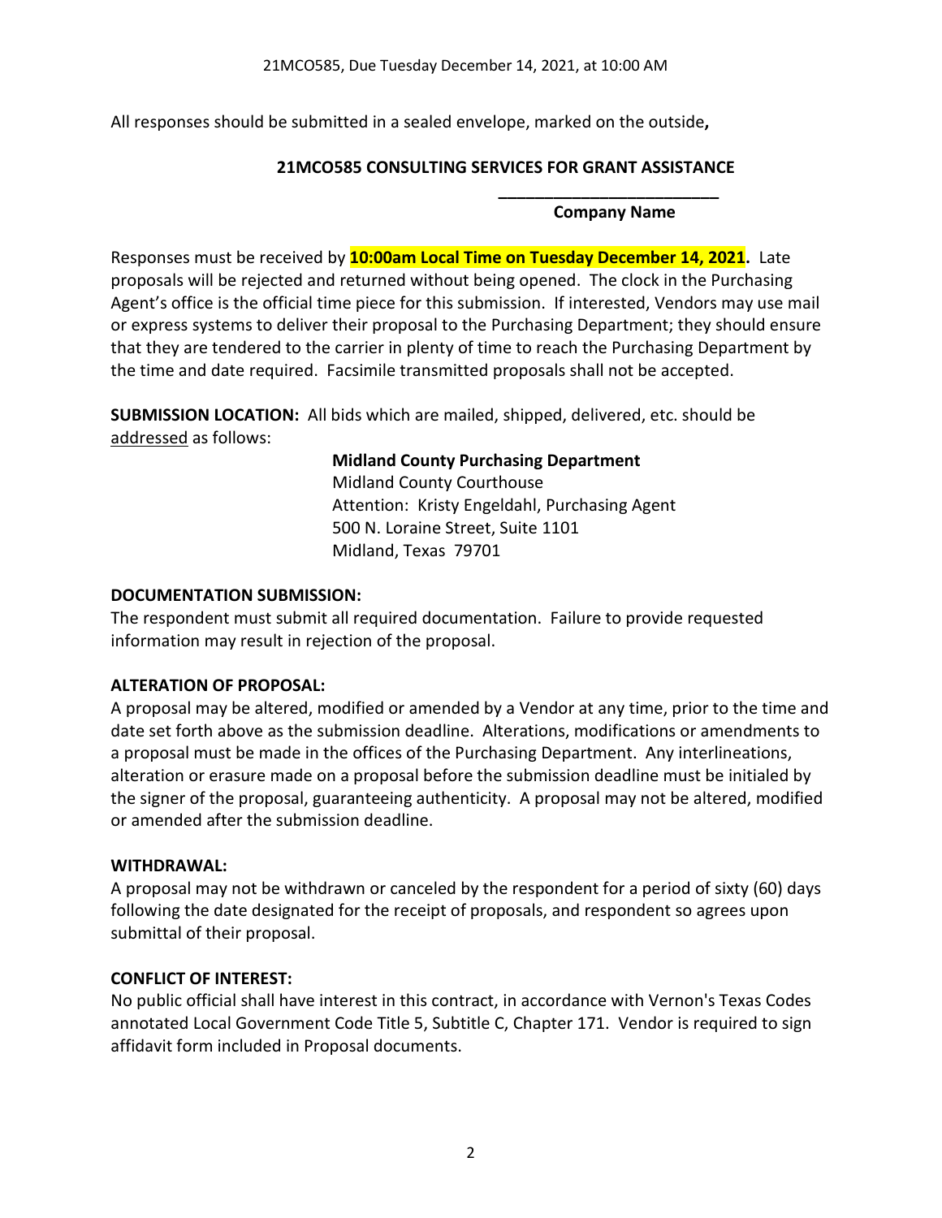All responses should be submitted in a sealed envelope, marked on the outside**,**

**21MCO585 CONSULTING SERVICES FOR GRANT ASSISTANCE**

**________________________**
**Company Name**

Responses must be received by **10:00am Local Time on Tuesday December 14, 2021.** Late proposals will be rejected and returned without being opened. The clock in the Purchasing Agent's office is the official time piece for this submission. If interested, Vendors may use mail or express systems to deliver their proposal to the Purchasing Department; they should ensure that they are tendered to the carrier in plenty of time to reach the Purchasing Department by the time and date required. Facsimile transmitted proposals shall not be accepted.

**SUBMISSION LOCATION:** All bids which are mailed, shipped, delivered, etc. should be addressed as follows:

**Midland County Purchasing Department**
Midland County Courthouse
Attention: Kristy Engeldahl, Purchasing Agent
500 N. Loraine Street, Suite 1101
Midland, Texas 79701

**DOCUMENTATION SUBMISSION:**
The respondent must submit all required documentation. Failure to provide requested information may result in rejection of the proposal.

**ALTERATION OF PROPOSAL:**
A proposal may be altered, modified or amended by a Vendor at any time, prior to the time and date set forth above as the submission deadline. Alterations, modifications or amendments to a proposal must be made in the offices of the Purchasing Department. Any interlineations, alteration or erasure made on a proposal before the submission deadline must be initialed by the signer of the proposal, guaranteeing authenticity. A proposal may not be altered, modified or amended after the submission deadline.

**WITHDRAWAL:**
A proposal may not be withdrawn or canceled by the respondent for a period of sixty (60) days following the date designated for the receipt of proposals, and respondent so agrees upon submittal of their proposal.

**CONFLICT OF INTEREST:**
No public official shall have interest in this contract, in accordance with Vernon's Texas Codes annotated Local Government Code Title 5, Subtitle C, Chapter 171. Vendor is required to sign affidavit form included in Proposal documents.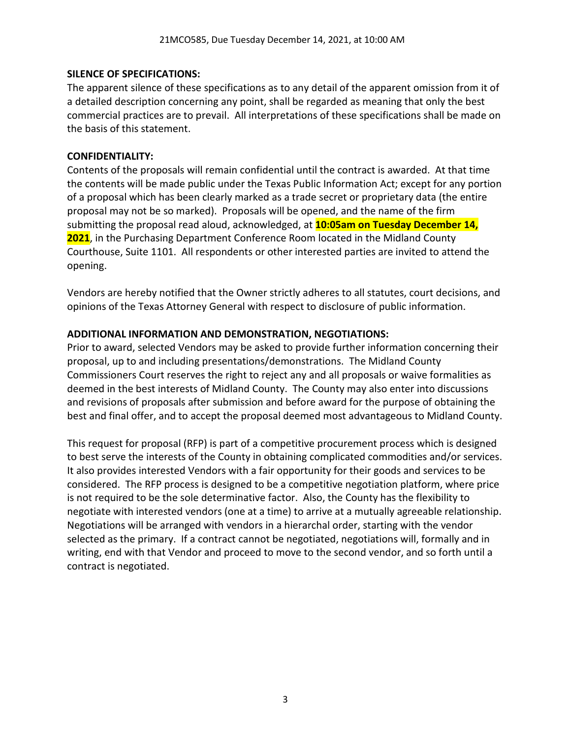**SILENCE OF SPECIFICATIONS:**

The apparent silence of these specifications as to any detail of the apparent omission from it of a detailed description concerning any point, shall be regarded as meaning that only the best commercial practices are to prevail. All interpretations of these specifications shall be made on the basis of this statement.

**CONFIDENTIALITY:**

Contents of the proposals will remain confidential until the contract is awarded. At that time the contents will be made public under the Texas Public Information Act; except for any portion of a proposal which has been clearly marked as a trade secret or proprietary data (the entire proposal may not be so marked). Proposals will be opened, and the name of the firm submitting the proposal read aloud, acknowledged, at **10:05am on Tuesday December 14, 2021**, in the Purchasing Department Conference Room located in the Midland County Courthouse, Suite 1101. All respondents or other interested parties are invited to attend the opening.

Vendors are hereby notified that the Owner strictly adheres to all statutes, court decisions, and opinions of the Texas Attorney General with respect to disclosure of public information.

**ADDITIONAL INFORMATION AND DEMONSTRATION, NEGOTIATIONS:**

Prior to award, selected Vendors may be asked to provide further information concerning their proposal, up to and including presentations/demonstrations. The Midland County Commissioners Court reserves the right to reject any and all proposals or waive formalities as deemed in the best interests of Midland County. The County may also enter into discussions and revisions of proposals after submission and before award for the purpose of obtaining the best and final offer, and to accept the proposal deemed most advantageous to Midland County.

This request for proposal (RFP) is part of a competitive procurement process which is designed to best serve the interests of the County in obtaining complicated commodities and/or services. It also provides interested Vendors with a fair opportunity for their goods and services to be considered. The RFP process is designed to be a competitive negotiation platform, where price is not required to be the sole determinative factor. Also, the County has the flexibility to negotiate with interested vendors (one at a time) to arrive at a mutually agreeable relationship. Negotiations will be arranged with vendors in a hierarchal order, starting with the vendor selected as the primary. If a contract cannot be negotiated, negotiations will, formally and in writing, end with that Vendor and proceed to move to the second vendor, and so forth until a contract is negotiated.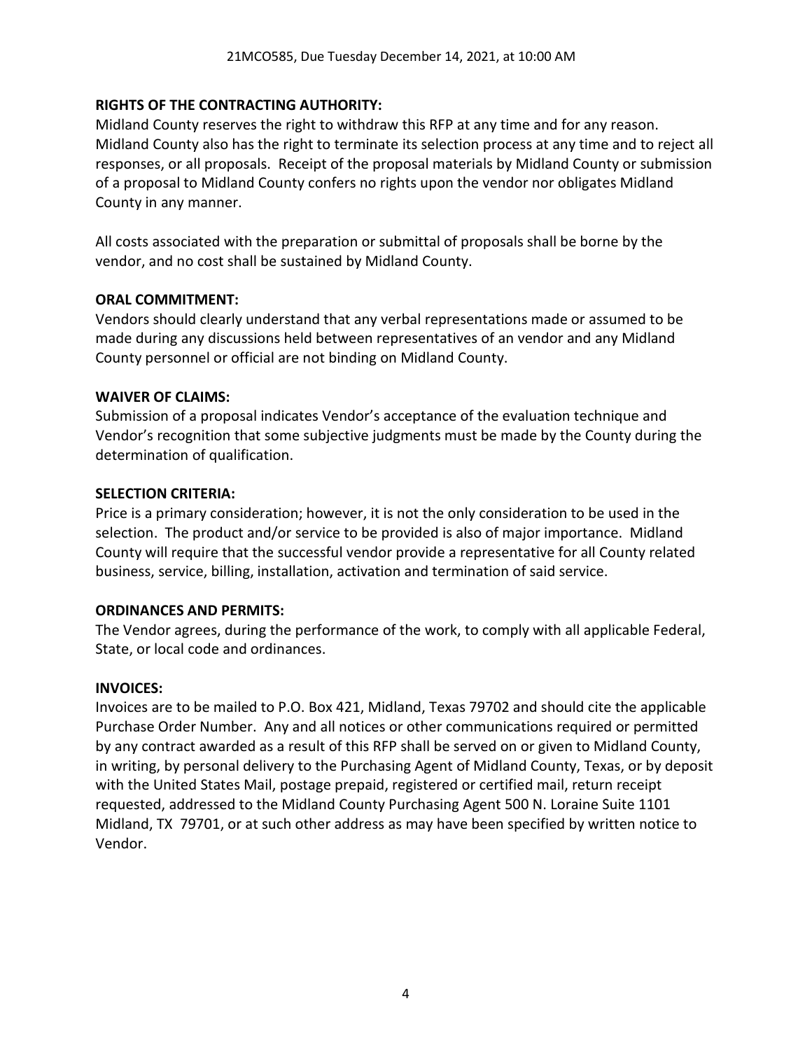**RIGHTS OF THE CONTRACTING AUTHORITY:**
Midland County reserves the right to withdraw this RFP at any time and for any reason. Midland County also has the right to terminate its selection process at any time and to reject all responses, or all proposals. Receipt of the proposal materials by Midland County or submission of a proposal to Midland County confers no rights upon the vendor nor obligates Midland County in any manner.

All costs associated with the preparation or submittal of proposals shall be borne by the vendor, and no cost shall be sustained by Midland County.

**ORAL COMMITMENT:**
Vendors should clearly understand that any verbal representations made or assumed to be made during any discussions held between representatives of an vendor and any Midland County personnel or official are not binding on Midland County.

**WAIVER OF CLAIMS:**
Submission of a proposal indicates Vendor's acceptance of the evaluation technique and Vendor's recognition that some subjective judgments must be made by the County during the determination of qualification.

**SELECTION CRITERIA:**
Price is a primary consideration; however, it is not the only consideration to be used in the selection. The product and/or service to be provided is also of major importance. Midland County will require that the successful vendor provide a representative for all County related business, service, billing, installation, activation and termination of said service.

**ORDINANCES AND PERMITS:**
The Vendor agrees, during the performance of the work, to comply with all applicable Federal, State, or local code and ordinances.

**INVOICES:**
Invoices are to be mailed to P.O. Box 421, Midland, Texas 79702 and should cite the applicable Purchase Order Number. Any and all notices or other communications required or permitted by any contract awarded as a result of this RFP shall be served on or given to Midland County, in writing, by personal delivery to the Purchasing Agent of Midland County, Texas, or by deposit with the United States Mail, postage prepaid, registered or certified mail, return receipt requested, addressed to the Midland County Purchasing Agent 500 N. Loraine Suite 1101 Midland, TX 79701, or at such other address as may have been specified by written notice to Vendor.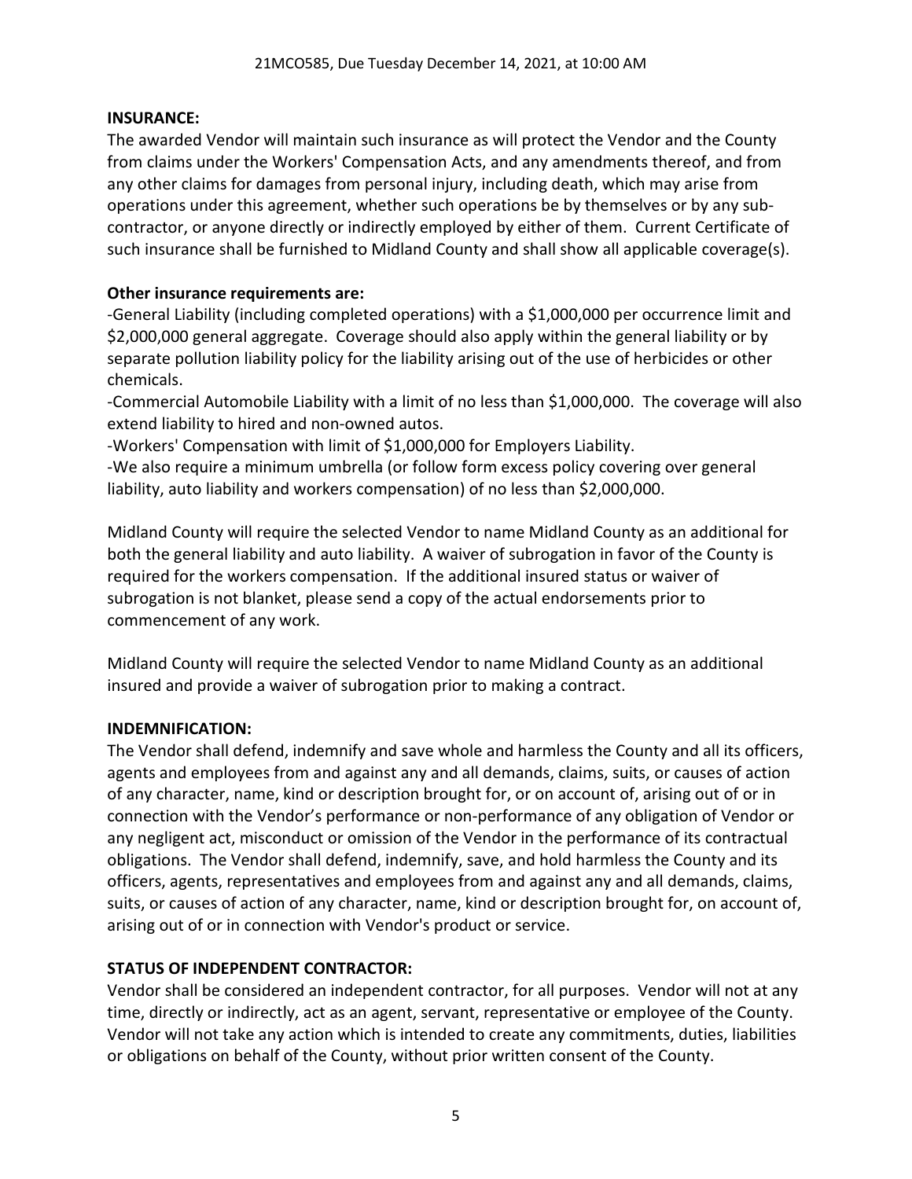**INSURANCE:**

The awarded Vendor will maintain such insurance as will protect the Vendor and the County from claims under the Workers' Compensation Acts, and any amendments thereof, and from any other claims for damages from personal injury, including death, which may arise from operations under this agreement, whether such operations be by themselves or by any sub-contractor, or anyone directly or indirectly employed by either of them. Current Certificate of such insurance shall be furnished to Midland County and shall show all applicable coverage(s).

**Other insurance requirements are:**

-General Liability (including completed operations) with a $1,000,000 per occurrence limit and $2,000,000 general aggregate. Coverage should also apply within the general liability or by separate pollution liability policy for the liability arising out of the use of herbicides or other chemicals.

-Commercial Automobile Liability with a limit of no less than $1,000,000. The coverage will also extend liability to hired and non-owned autos.

-Workers' Compensation with limit of $1,000,000 for Employers Liability.

-We also require a minimum umbrella (or follow form excess policy covering over general liability, auto liability and workers compensation) of no less than $2,000,000.

Midland County will require the selected Vendor to name Midland County as an additional for both the general liability and auto liability. A waiver of subrogation in favor of the County is required for the workers compensation. If the additional insured status or waiver of subrogation is not blanket, please send a copy of the actual endorsements prior to commencement of any work.

Midland County will require the selected Vendor to name Midland County as an additional insured and provide a waiver of subrogation prior to making a contract.

**INDEMNIFICATION:**

The Vendor shall defend, indemnify and save whole and harmless the County and all its officers, agents and employees from and against any and all demands, claims, suits, or causes of action of any character, name, kind or description brought for, or on account of, arising out of or in connection with the Vendor's performance or non-performance of any obligation of Vendor or any negligent act, misconduct or omission of the Vendor in the performance of its contractual obligations. The Vendor shall defend, indemnify, save, and hold harmless the County and its officers, agents, representatives and employees from and against any and all demands, claims, suits, or causes of action of any character, name, kind or description brought for, on account of, arising out of or in connection with Vendor's product or service.

**STATUS OF INDEPENDENT CONTRACTOR:**

Vendor shall be considered an independent contractor, for all purposes. Vendor will not at any time, directly or indirectly, act as an agent, servant, representative or employee of the County. Vendor will not take any action which is intended to create any commitments, duties, liabilities or obligations on behalf of the County, without prior written consent of the County.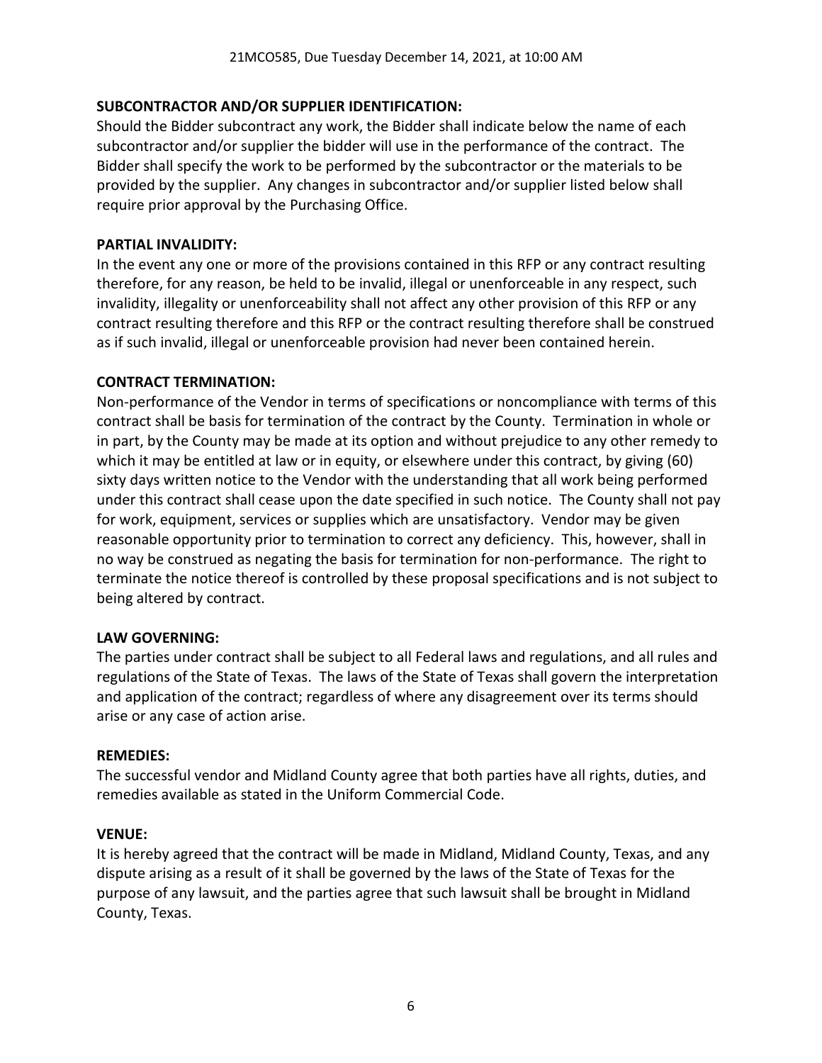**SUBCONTRACTOR AND/OR SUPPLIER IDENTIFICATION:**
Should the Bidder subcontract any work, the Bidder shall indicate below the name of each subcontractor and/or supplier the bidder will use in the performance of the contract. The Bidder shall specify the work to be performed by the subcontractor or the materials to be provided by the supplier. Any changes in subcontractor and/or supplier listed below shall require prior approval by the Purchasing Office.

**PARTIAL INVALIDITY:**
In the event any one or more of the provisions contained in this RFP or any contract resulting therefore, for any reason, be held to be invalid, illegal or unenforceable in any respect, such invalidity, illegality or unenforceability shall not affect any other provision of this RFP or any contract resulting therefore and this RFP or the contract resulting therefore shall be construed as if such invalid, illegal or unenforceable provision had never been contained herein.

**CONTRACT TERMINATION:**
Non-performance of the Vendor in terms of specifications or noncompliance with terms of this contract shall be basis for termination of the contract by the County. Termination in whole or in part, by the County may be made at its option and without prejudice to any other remedy to which it may be entitled at law or in equity, or elsewhere under this contract, by giving (60) sixty days written notice to the Vendor with the understanding that all work being performed under this contract shall cease upon the date specified in such notice. The County shall not pay for work, equipment, services or supplies which are unsatisfactory. Vendor may be given reasonable opportunity prior to termination to correct any deficiency. This, however, shall in no way be construed as negating the basis for termination for non-performance. The right to terminate the notice thereof is controlled by these proposal specifications and is not subject to being altered by contract.

**LAW GOVERNING:**
The parties under contract shall be subject to all Federal laws and regulations, and all rules and regulations of the State of Texas. The laws of the State of Texas shall govern the interpretation and application of the contract; regardless of where any disagreement over its terms should arise or any case of action arise.

**REMEDIES:**
The successful vendor and Midland County agree that both parties have all rights, duties, and remedies available as stated in the Uniform Commercial Code.

**VENUE:**
It is hereby agreed that the contract will be made in Midland, Midland County, Texas, and any dispute arising as a result of it shall be governed by the laws of the State of Texas for the purpose of any lawsuit, and the parties agree that such lawsuit shall be brought in Midland County, Texas.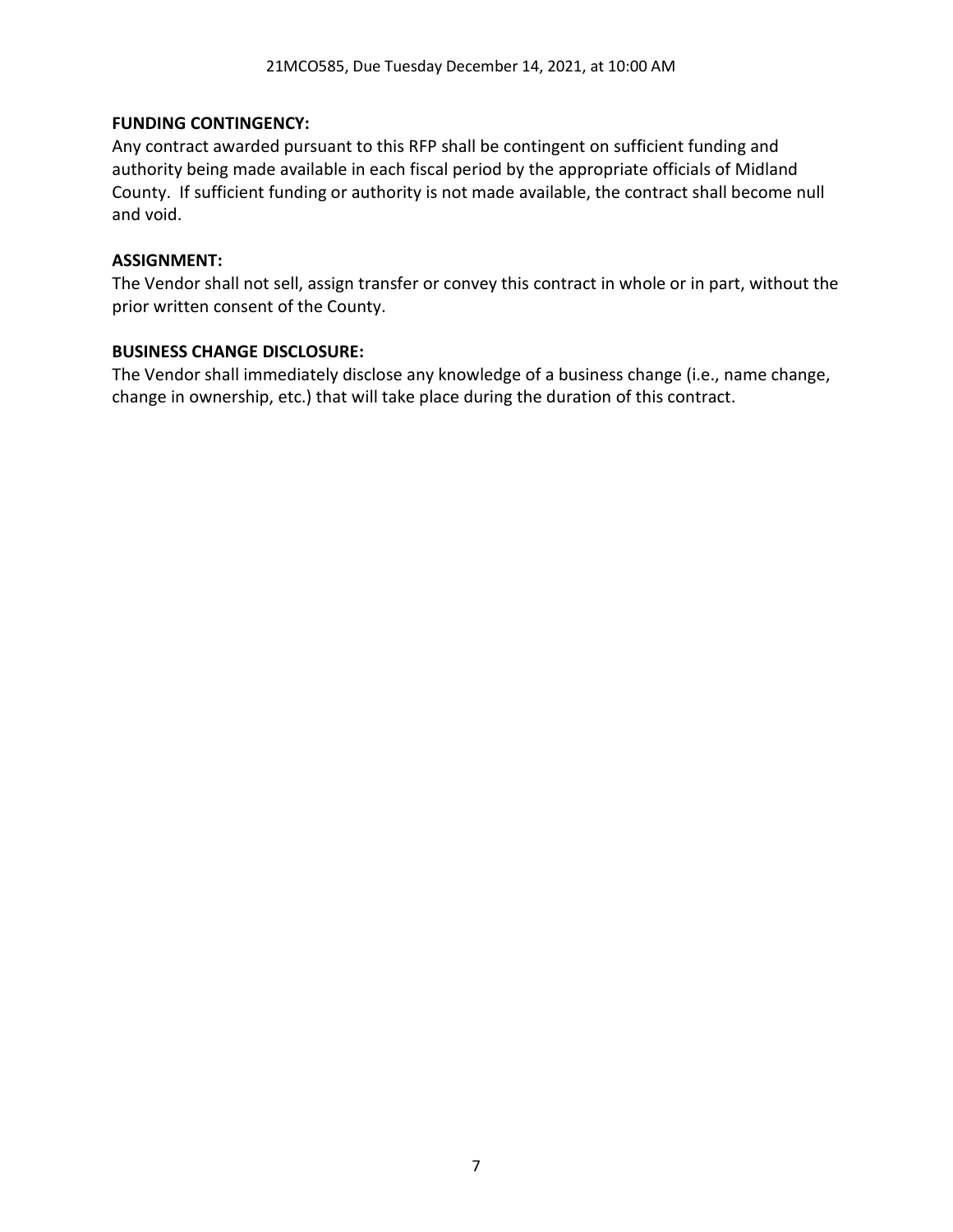**FUNDING CONTINGENCY:**
Any contract awarded pursuant to this RFP shall be contingent on sufficient funding and authority being made available in each fiscal period by the appropriate officials of Midland County. If sufficient funding or authority is not made available, the contract shall become null and void.

**ASSIGNMENT:**
The Vendor shall not sell, assign transfer or convey this contract in whole or in part, without the prior written consent of the County.

**BUSINESS CHANGE DISCLOSURE:**
The Vendor shall immediately disclose any knowledge of a business change (i.e., name change, change in ownership, etc.) that will take place during the duration of this contract.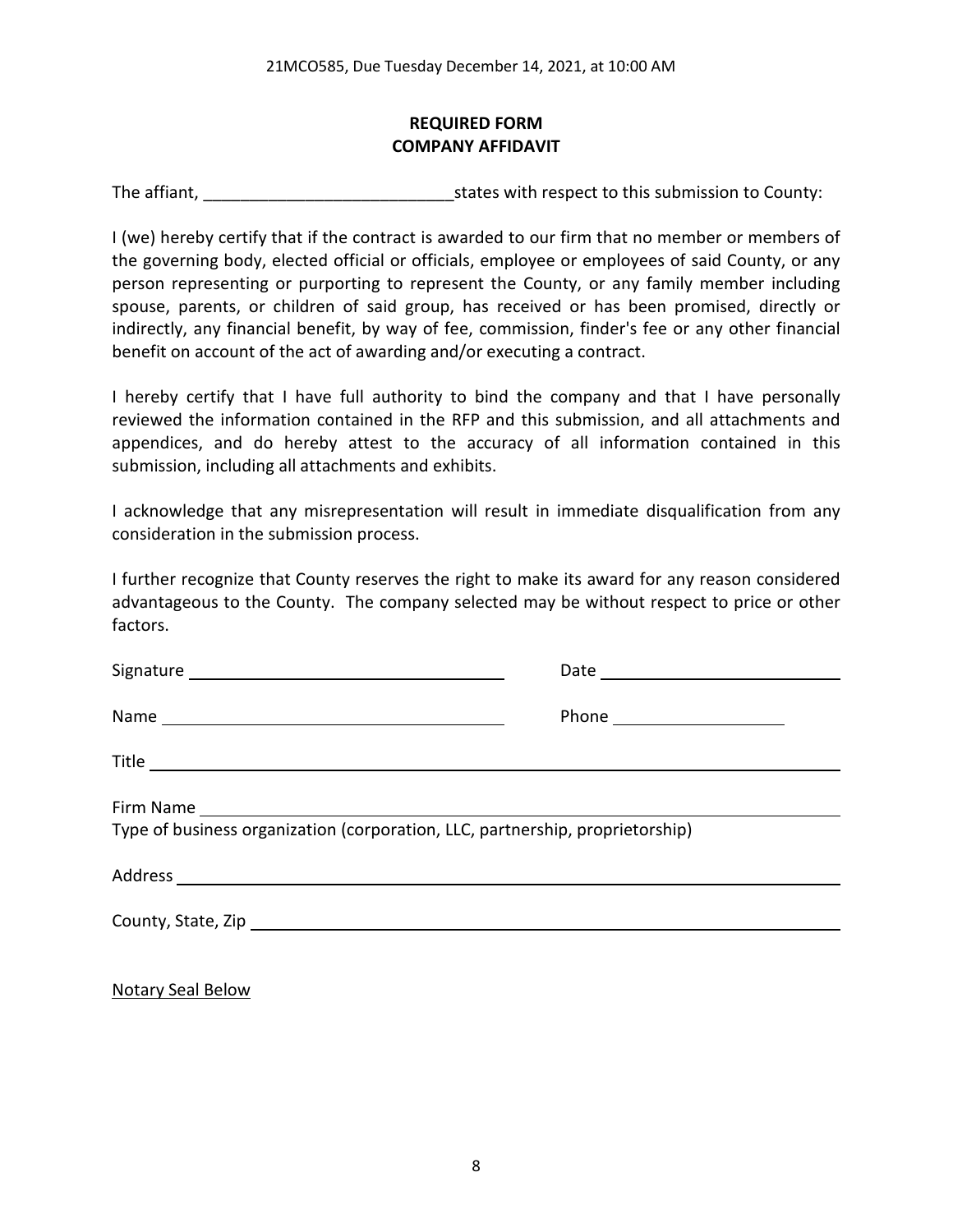**REQUIRED FORM**
**COMPANY AFFIDAVIT**

The affiant, ___________________________states with respect to this submission to County:

I (we) hereby certify that if the contract is awarded to our firm that no member or members of the governing body, elected official or officials, employee or employees of said County, or any person representing or purporting to represent the County, or any family member including spouse, parents, or children of said group, has received or has been promised, directly or indirectly, any financial benefit, by way of fee, commission, finder's fee or any other financial benefit on account of the act of awarding and/or executing a contract.

I hereby certify that I have full authority to bind the company and that I have personally reviewed the information contained in the RFP and this submission, and all attachments and appendices, and do hereby attest to the accuracy of all information contained in this submission, including all attachments and exhibits.

I acknowledge that any misrepresentation will result in immediate disqualification from any consideration in the submission process.

I further recognize that County reserves the right to make its award for any reason considered advantageous to the County. The company selected may be without respect to price or other factors.

Signature ___________________________ Date ___________________________

Name ___________________________ Phone ___________________

Title ___________________________________________________________

Firm Name _______________________________________________________

Type of business organization (corporation, LLC, partnership, proprietorship)

Address _________________________________________________________

County, State, Zip _________________________________________________

Notary Seal Below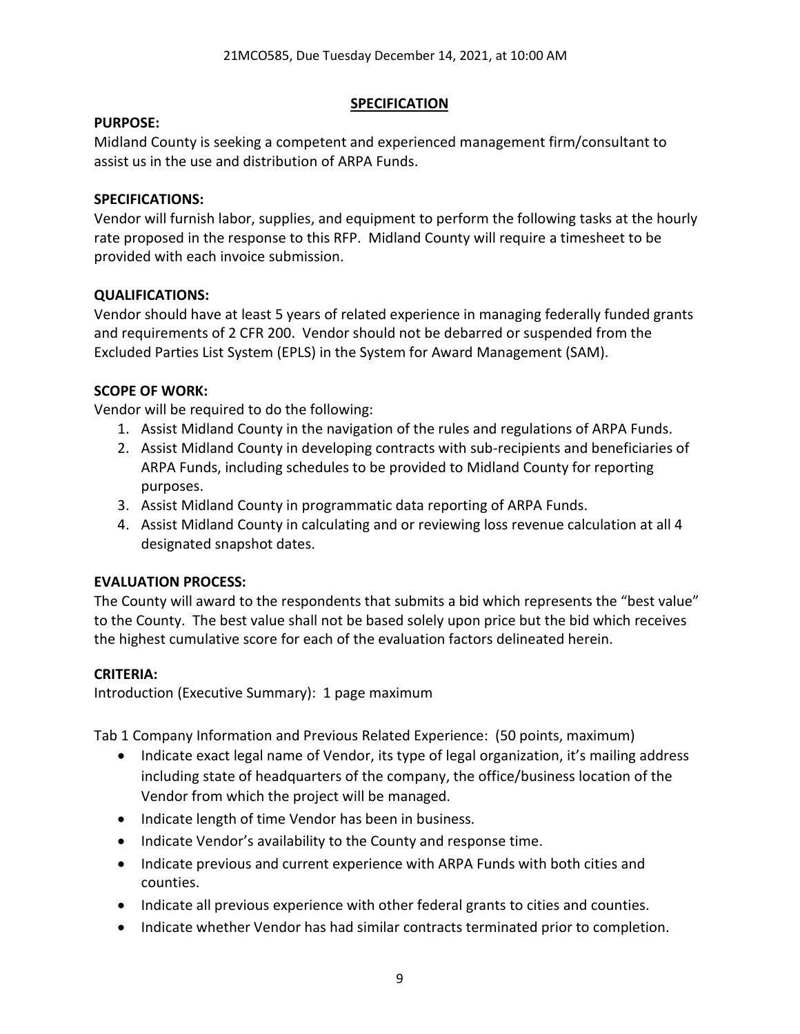## SPECIFICATION

**PURPOSE:**

Midland County is seeking a competent and experienced management firm/consultant to assist us in the use and distribution of ARPA Funds.

**SPECIFICATIONS:**

Vendor will furnish labor, supplies, and equipment to perform the following tasks at the hourly rate proposed in the response to this RFP. Midland County will require a timesheet to be provided with each invoice submission.

**QUALIFICATIONS:**

Vendor should have at least 5 years of related experience in managing federally funded grants and requirements of 2 CFR 200. Vendor should not be debarred or suspended from the Excluded Parties List System (EPLS) in the System for Award Management (SAM).

**SCOPE OF WORK:**

Vendor will be required to do the following:

1. Assist Midland County in the navigation of the rules and regulations of ARPA Funds.
2. Assist Midland County in developing contracts with sub-recipients and beneficiaries of ARPA Funds, including schedules to be provided to Midland County for reporting purposes.
3. Assist Midland County in programmatic data reporting of ARPA Funds.
4. Assist Midland County in calculating and or reviewing loss revenue calculation at all 4 designated snapshot dates.

**EVALUATION PROCESS:**

The County will award to the respondents that submits a bid which represents the "best value" to the County. The best value shall not be based solely upon price but the bid which receives the highest cumulative score for each of the evaluation factors delineated herein.

**CRITERIA:**

Introduction (Executive Summary): 1 page maximum

Tab 1 Company Information and Previous Related Experience: (50 points, maximum)

- Indicate exact legal name of Vendor, its type of legal organization, it's mailing address including state of headquarters of the company, the office/business location of the Vendor from which the project will be managed.
- Indicate length of time Vendor has been in business.
- Indicate Vendor's availability to the County and response time.
- Indicate previous and current experience with ARPA Funds with both cities and counties.
- Indicate all previous experience with other federal grants to cities and counties.
- Indicate whether Vendor has had similar contracts terminated prior to completion.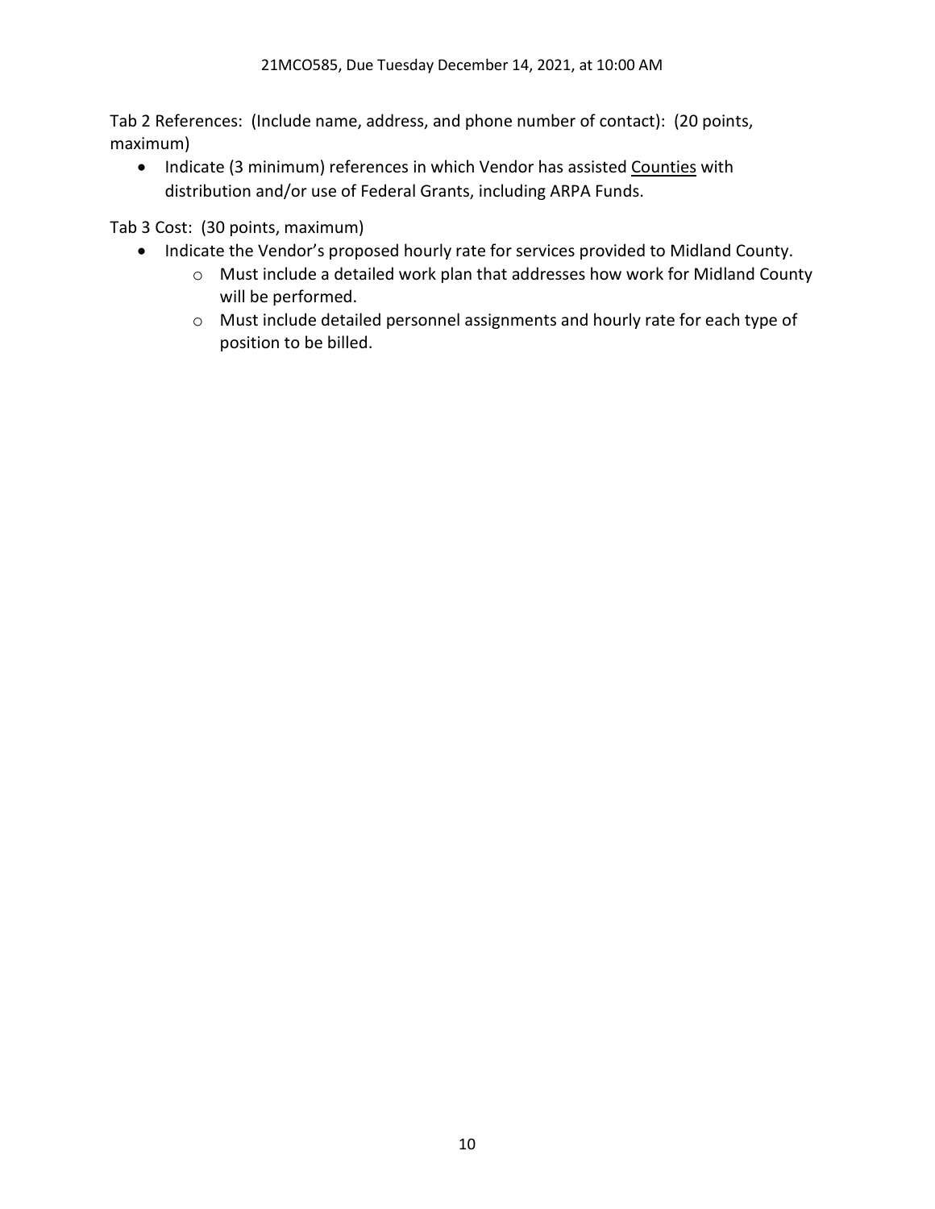Tab 2 References: (Include name, address, and phone number of contact): (20 points, maximum)

- Indicate (3 minimum) references in which Vendor has assisted Counties with distribution and/or use of Federal Grants, including ARPA Funds.

Tab 3 Cost: (30 points, maximum)

- Indicate the Vendor's proposed hourly rate for services provided to Midland County.
  - Must include a detailed work plan that addresses how work for Midland County will be performed.
  - Must include detailed personnel assignments and hourly rate for each type of position to be billed.